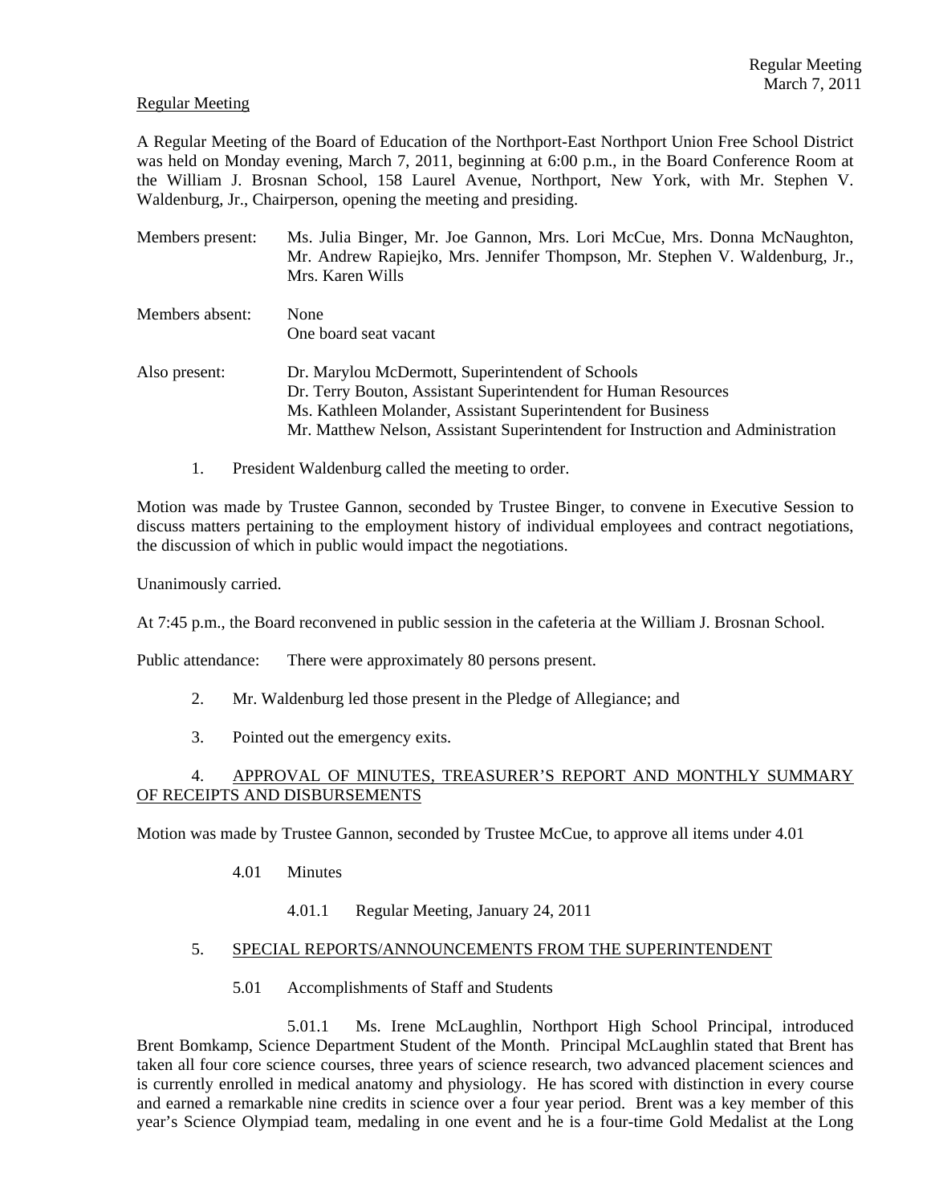Regular Meeting

A Regular Meeting of the Board of Education of the Northport-East Northport Union Free School District was held on Monday evening, March 7, 2011, beginning at 6:00 p.m., in the Board Conference Room at the William J. Brosnan School, 158 Laurel Avenue, Northport, New York, with Mr. Stephen V. Waldenburg, Jr., Chairperson, opening the meeting and presiding.

Members present: Ms. Julia Binger, Mr. Joe Gannon, Mrs. Lori McCue, Mrs. Donna McNaughton, Mr. Andrew Rapiejko, Mrs. Jennifer Thompson, Mr. Stephen V. Waldenburg, Jr., Mrs. Karen Wills

Members absent: None
One board seat vacant

Also present: Dr. Marylou McDermott, Superintendent of Schools
Dr. Terry Bouton, Assistant Superintendent for Human Resources
Ms. Kathleen Molander, Assistant Superintendent for Business
Mr. Matthew Nelson, Assistant Superintendent for Instruction and Administration

1. President Waldenburg called the meeting to order.

Motion was made by Trustee Gannon, seconded by Trustee Binger, to convene in Executive Session to discuss matters pertaining to the employment history of individual employees and contract negotiations, the discussion of which in public would impact the negotiations.

Unanimously carried.

At 7:45 p.m., the Board reconvened in public session in the cafeteria at the William J. Brosnan School.

Public attendance: There were approximately 80 persons present.

2. Mr. Waldenburg led those present in the Pledge of Allegiance; and

3. Pointed out the emergency exits.

4. APPROVAL OF MINUTES, TREASURER'S REPORT AND MONTHLY SUMMARY OF RECEIPTS AND DISBURSEMENTS

Motion was made by Trustee Gannon, seconded by Trustee McCue, to approve all items under 4.01

4.01 Minutes

4.01.1 Regular Meeting, January 24, 2011

5. SPECIAL REPORTS/ANNOUNCEMENTS FROM THE SUPERINTENDENT

5.01 Accomplishments of Staff and Students

5.01.1 Ms. Irene McLaughlin, Northport High School Principal, introduced Brent Bomkamp, Science Department Student of the Month. Principal McLaughlin stated that Brent has taken all four core science courses, three years of science research, two advanced placement sciences and is currently enrolled in medical anatomy and physiology. He has scored with distinction in every course and earned a remarkable nine credits in science over a four year period. Brent was a key member of this year's Science Olympiad team, medaling in one event and he is a four-time Gold Medalist at the Long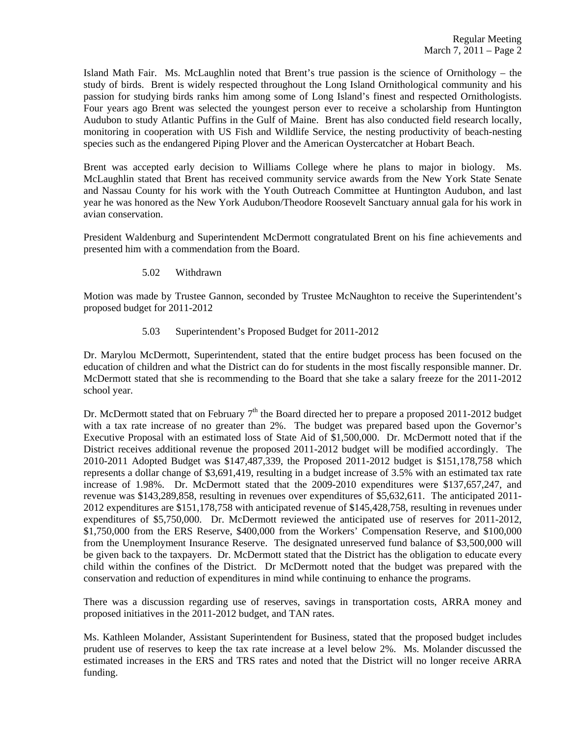Island Math Fair. Ms. McLaughlin noted that Brent's true passion is the science of Ornithology – the study of birds. Brent is widely respected throughout the Long Island Ornithological community and his passion for studying birds ranks him among some of Long Island's finest and respected Ornithologists. Four years ago Brent was selected the youngest person ever to receive a scholarship from Huntington Audubon to study Atlantic Puffins in the Gulf of Maine. Brent has also conducted field research locally, monitoring in cooperation with US Fish and Wildlife Service, the nesting productivity of beach-nesting species such as the endangered Piping Plover and the American Oystercatcher at Hobart Beach.

Brent was accepted early decision to Williams College where he plans to major in biology. Ms. McLaughlin stated that Brent has received community service awards from the New York State Senate and Nassau County for his work with the Youth Outreach Committee at Huntington Audubon, and last year he was honored as the New York Audubon/Theodore Roosevelt Sanctuary annual gala for his work in avian conservation.

President Waldenburg and Superintendent McDermott congratulated Brent on his fine achievements and presented him with a commendation from the Board.

5.02 Withdrawn

Motion was made by Trustee Gannon, seconded by Trustee McNaughton to receive the Superintendent's proposed budget for 2011-2012

5.03 Superintendent's Proposed Budget for 2011-2012

Dr. Marylou McDermott, Superintendent, stated that the entire budget process has been focused on the education of children and what the District can do for students in the most fiscally responsible manner. Dr. McDermott stated that she is recommending to the Board that she take a salary freeze for the 2011-2012 school year.

Dr. McDermott stated that on February 7th the Board directed her to prepare a proposed 2011-2012 budget with a tax rate increase of no greater than 2%. The budget was prepared based upon the Governor's Executive Proposal with an estimated loss of State Aid of $1,500,000. Dr. McDermott noted that if the District receives additional revenue the proposed 2011-2012 budget will be modified accordingly. The 2010-2011 Adopted Budget was $147,487,339, the Proposed 2011-2012 budget is $151,178,758 which represents a dollar change of $3,691,419, resulting in a budget increase of 3.5% with an estimated tax rate increase of 1.98%. Dr. McDermott stated that the 2009-2010 expenditures were $137,657,247, and revenue was $143,289,858, resulting in revenues over expenditures of $5,632,611. The anticipated 2011-2012 expenditures are $151,178,758 with anticipated revenue of $145,428,758, resulting in revenues under expenditures of $5,750,000. Dr. McDermott reviewed the anticipated use of reserves for 2011-2012, $1,750,000 from the ERS Reserve, $400,000 from the Workers' Compensation Reserve, and $100,000 from the Unemployment Insurance Reserve. The designated unreserved fund balance of $3,500,000 will be given back to the taxpayers. Dr. McDermott stated that the District has the obligation to educate every child within the confines of the District. Dr McDermott noted that the budget was prepared with the conservation and reduction of expenditures in mind while continuing to enhance the programs.

There was a discussion regarding use of reserves, savings in transportation costs, ARRA money and proposed initiatives in the 2011-2012 budget, and TAN rates.

Ms. Kathleen Molander, Assistant Superintendent for Business, stated that the proposed budget includes prudent use of reserves to keep the tax rate increase at a level below 2%. Ms. Molander discussed the estimated increases in the ERS and TRS rates and noted that the District will no longer receive ARRA funding.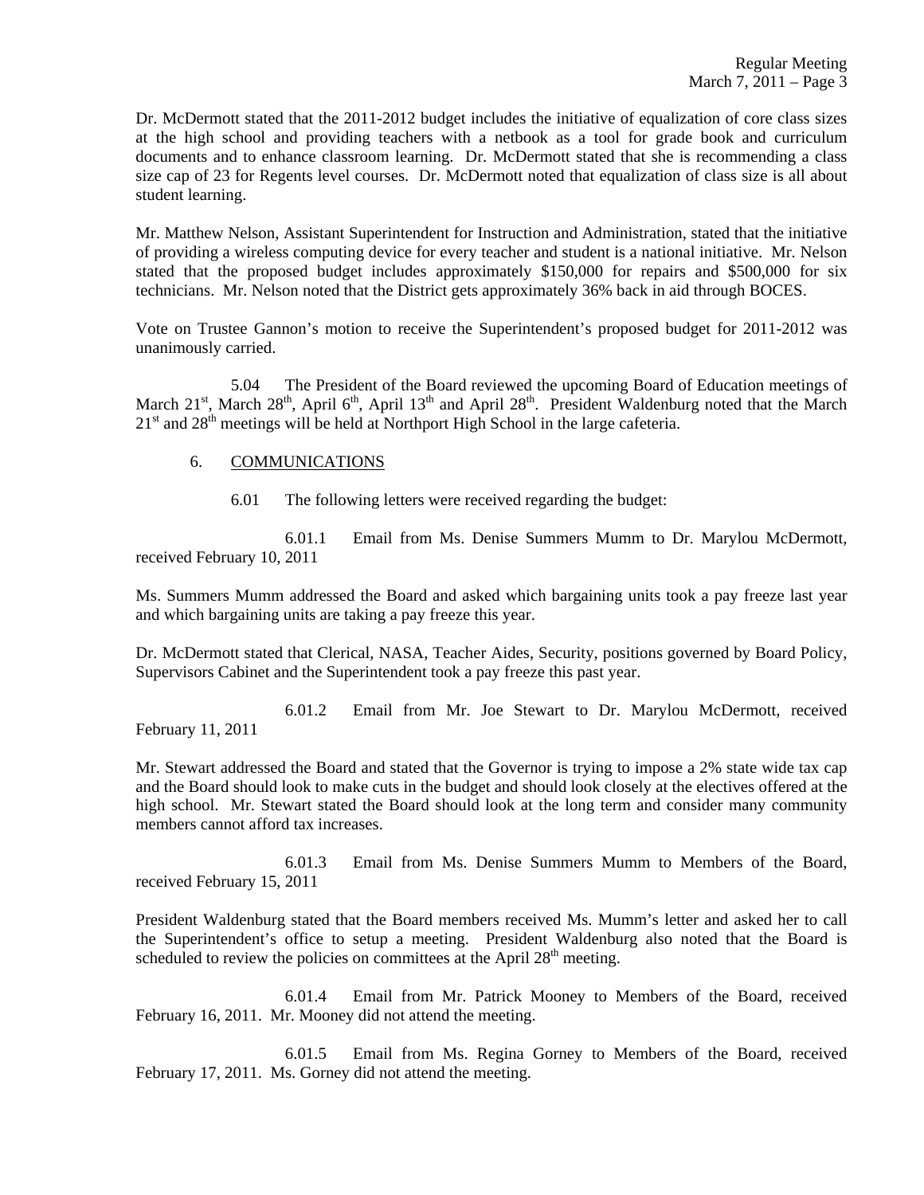Dr. McDermott stated that the 2011-2012 budget includes the initiative of equalization of core class sizes at the high school and providing teachers with a netbook as a tool for grade book and curriculum documents and to enhance classroom learning. Dr. McDermott stated that she is recommending a class size cap of 23 for Regents level courses. Dr. McDermott noted that equalization of class size is all about student learning.

Mr. Matthew Nelson, Assistant Superintendent for Instruction and Administration, stated that the initiative of providing a wireless computing device for every teacher and student is a national initiative. Mr. Nelson stated that the proposed budget includes approximately $150,000 for repairs and $500,000 for six technicians. Mr. Nelson noted that the District gets approximately 36% back in aid through BOCES.

Vote on Trustee Gannon's motion to receive the Superintendent's proposed budget for 2011-2012 was unanimously carried.

5.04 The President of the Board reviewed the upcoming Board of Education meetings of March 21st, March 28th, April 6th, April 13th and April 28th. President Waldenburg noted that the March 21st and 28th meetings will be held at Northport High School in the large cafeteria.

6. COMMUNICATIONS

6.01 The following letters were received regarding the budget:

6.01.1 Email from Ms. Denise Summers Mumm to Dr. Marylou McDermott, received February 10, 2011

Ms. Summers Mumm addressed the Board and asked which bargaining units took a pay freeze last year and which bargaining units are taking a pay freeze this year.

Dr. McDermott stated that Clerical, NASA, Teacher Aides, Security, positions governed by Board Policy, Supervisors Cabinet and the Superintendent took a pay freeze this past year.

6.01.2 Email from Mr. Joe Stewart to Dr. Marylou McDermott, received February 11, 2011

Mr. Stewart addressed the Board and stated that the Governor is trying to impose a 2% state wide tax cap and the Board should look to make cuts in the budget and should look closely at the electives offered at the high school. Mr. Stewart stated the Board should look at the long term and consider many community members cannot afford tax increases.

6.01.3 Email from Ms. Denise Summers Mumm to Members of the Board, received February 15, 2011

President Waldenburg stated that the Board members received Ms. Mumm's letter and asked her to call the Superintendent's office to setup a meeting. President Waldenburg also noted that the Board is scheduled to review the policies on committees at the April 28th meeting.

6.01.4 Email from Mr. Patrick Mooney to Members of the Board, received February 16, 2011. Mr. Mooney did not attend the meeting.

6.01.5 Email from Ms. Regina Gorney to Members of the Board, received February 17, 2011. Ms. Gorney did not attend the meeting.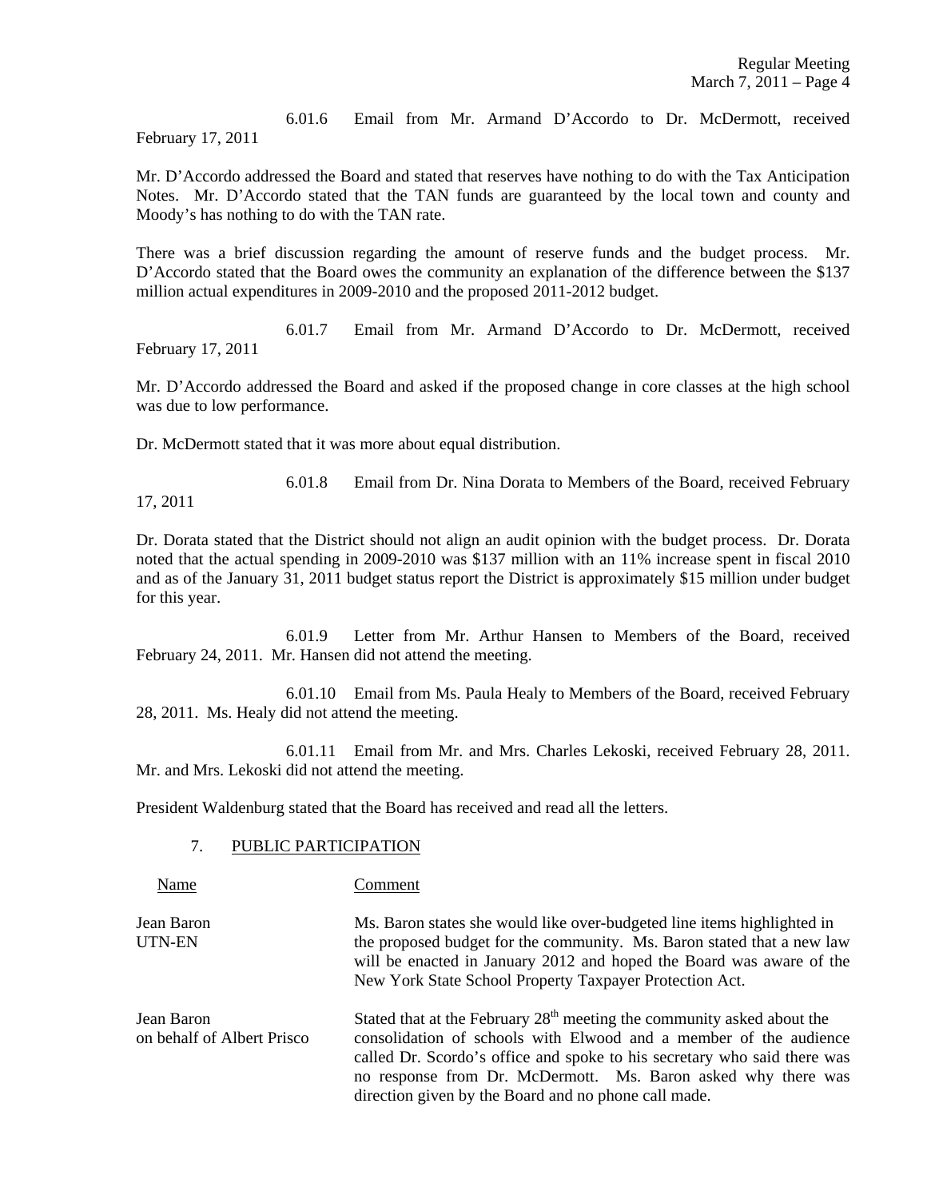6.01.6 Email from Mr. Armand D'Accordo to Dr. McDermott, received February 17, 2011

Mr. D'Accordo addressed the Board and stated that reserves have nothing to do with the Tax Anticipation Notes. Mr. D'Accordo stated that the TAN funds are guaranteed by the local town and county and Moody's has nothing to do with the TAN rate.

There was a brief discussion regarding the amount of reserve funds and the budget process. Mr. D'Accordo stated that the Board owes the community an explanation of the difference between the $137 million actual expenditures in 2009-2010 and the proposed 2011-2012 budget.

6.01.7 Email from Mr. Armand D'Accordo to Dr. McDermott, received February 17, 2011

Mr. D'Accordo addressed the Board and asked if the proposed change in core classes at the high school was due to low performance.

Dr. McDermott stated that it was more about equal distribution.

6.01.8 Email from Dr. Nina Dorata to Members of the Board, received February 17, 2011

Dr. Dorata stated that the District should not align an audit opinion with the budget process. Dr. Dorata noted that the actual spending in 2009-2010 was $137 million with an 11% increase spent in fiscal 2010 and as of the January 31, 2011 budget status report the District is approximately $15 million under budget for this year.

6.01.9 Letter from Mr. Arthur Hansen to Members of the Board, received February 24, 2011. Mr. Hansen did not attend the meeting.

6.01.10 Email from Ms. Paula Healy to Members of the Board, received February 28, 2011. Ms. Healy did not attend the meeting.

6.01.11 Email from Mr. and Mrs. Charles Lekoski, received February 28, 2011. Mr. and Mrs. Lekoski did not attend the meeting.

President Waldenburg stated that the Board has received and read all the letters.

7. PUBLIC PARTICIPATION

| Name | Comment |
|---|---|
| Jean Baron<br>UTN-EN | Ms. Baron states she would like over-budgeted line items highlighted in the proposed budget for the community. Ms. Baron stated that a new law will be enacted in January 2012 and hoped the Board was aware of the New York State School Property Taxpayer Protection Act. |
| Jean Baron<br>on behalf of Albert Prisco | Stated that at the February 28th meeting the community asked about the consolidation of schools with Elwood and a member of the audience called Dr. Scordo's office and spoke to his secretary who said there was no response from Dr. McDermott. Ms. Baron asked why there was direction given by the Board and no phone call made. |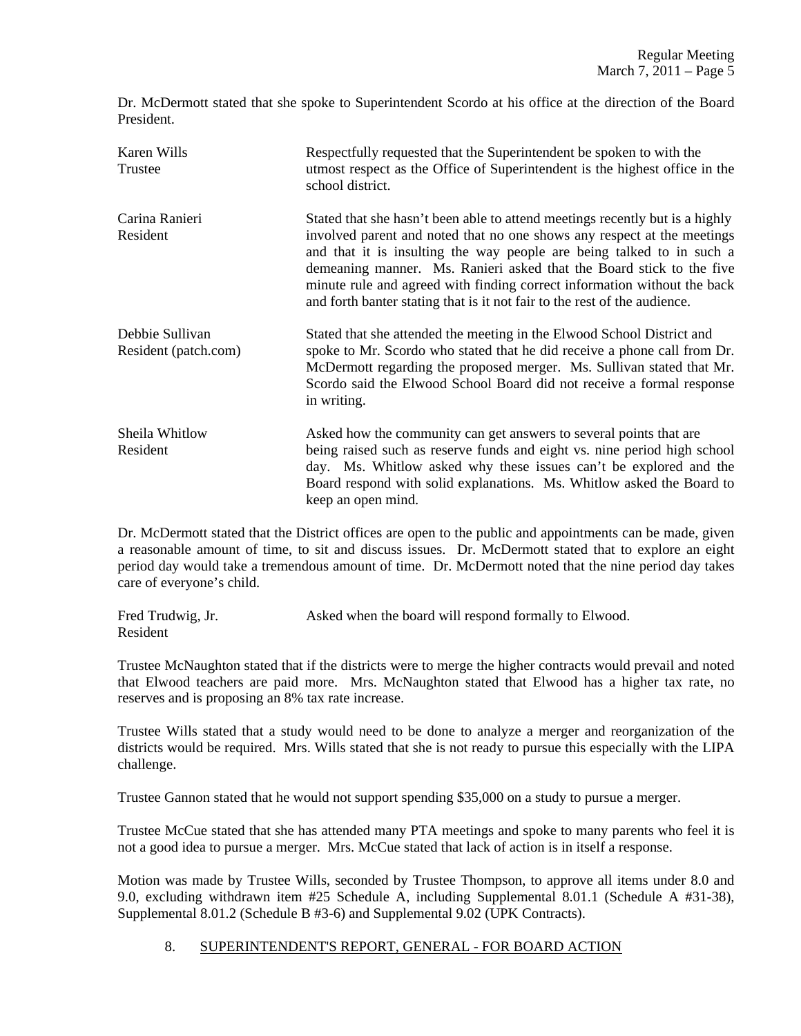Dr. McDermott stated that she spoke to Superintendent Scordo at his office at the direction of the Board President.

| | |
|---|---|
| Karen Wills<br>Trustee | Respectfully requested that the Superintendent be spoken to with the utmost respect as the Office of Superintendent is the highest office in the school district. |
| Carina Ranieri<br>Resident | Stated that she hasn't been able to attend meetings recently but is a highly involved parent and noted that no one shows any respect at the meetings and that it is insulting the way people are being talked to in such a demeaning manner. Ms. Ranieri asked that the Board stick to the five minute rule and agreed with finding correct information without the back and forth banter stating that is it not fair to the rest of the audience. |
| Debbie Sullivan<br>Resident (patch.com) | Stated that she attended the meeting in the Elwood School District and spoke to Mr. Scordo who stated that he did receive a phone call from Dr. McDermott regarding the proposed merger. Ms. Sullivan stated that Mr. Scordo said the Elwood School Board did not receive a formal response in writing. |
| Sheila Whitlow<br>Resident | Asked how the community can get answers to several points that are being raised such as reserve funds and eight vs. nine period high school day. Ms. Whitlow asked why these issues can't be explored and the Board respond with solid explanations. Ms. Whitlow asked the Board to keep an open mind. |

Dr. McDermott stated that the District offices are open to the public and appointments can be made, given a reasonable amount of time, to sit and discuss issues. Dr. McDermott stated that to explore an eight period day would take a tremendous amount of time. Dr. McDermott noted that the nine period day takes care of everyone's child.

| | |
|---|---|
| Fred Trudwig, Jr.<br>Resident | Asked when the board will respond formally to Elwood. |

Trustee McNaughton stated that if the districts were to merge the higher contracts would prevail and noted that Elwood teachers are paid more. Mrs. McNaughton stated that Elwood has a higher tax rate, no reserves and is proposing an 8% tax rate increase.

Trustee Wills stated that a study would need to be done to analyze a merger and reorganization of the districts would be required. Mrs. Wills stated that she is not ready to pursue this especially with the LIPA challenge.

Trustee Gannon stated that he would not support spending $35,000 on a study to pursue a merger.

Trustee McCue stated that she has attended many PTA meetings and spoke to many parents who feel it is not a good idea to pursue a merger. Mrs. McCue stated that lack of action is in itself a response.

Motion was made by Trustee Wills, seconded by Trustee Thompson, to approve all items under 8.0 and 9.0, excluding withdrawn item #25 Schedule A, including Supplemental 8.01.1 (Schedule A #31-38), Supplemental 8.01.2 (Schedule B #3-6) and Supplemental 9.02 (UPK Contracts).

8. SUPERINTENDENT'S REPORT, GENERAL - FOR BOARD ACTION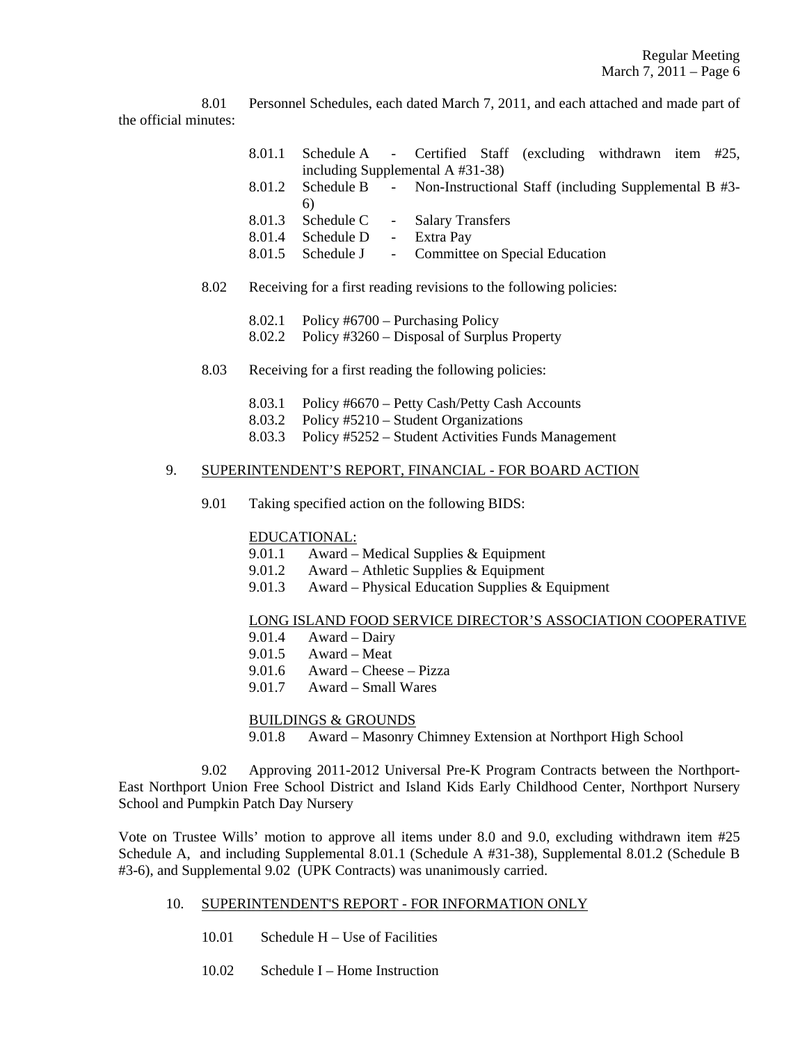8.01 Personnel Schedules, each dated March 7, 2011, and each attached and made part of the official minutes:

- 8.01.1 Schedule A - Certified Staff (excluding withdrawn item #25, including Supplemental A #31-38)
- 8.01.2 Schedule B - Non-Instructional Staff (including Supplemental B #3-6)
- 8.01.3 Schedule C - Salary Transfers
- 8.01.4 Schedule D - Extra Pay
- 8.01.5 Schedule J - Committee on Special Education

8.02 Receiving for a first reading revisions to the following policies:

- 8.02.1 Policy #6700 – Purchasing Policy
- 8.02.2 Policy #3260 – Disposal of Surplus Property

8.03 Receiving for a first reading the following policies:

- 8.03.1 Policy #6670 – Petty Cash/Petty Cash Accounts
- 8.03.2 Policy #5210 – Student Organizations
- 8.03.3 Policy #5252 – Student Activities Funds Management

9. SUPERINTENDENT'S REPORT, FINANCIAL - FOR BOARD ACTION

9.01 Taking specified action on the following BIDS:

EDUCATIONAL:

- 9.01.1 Award – Medical Supplies & Equipment
- 9.01.2 Award – Athletic Supplies & Equipment
- 9.01.3 Award – Physical Education Supplies & Equipment

LONG ISLAND FOOD SERVICE DIRECTOR'S ASSOCIATION COOPERATIVE

- 9.01.4 Award – Dairy
- 9.01.5 Award – Meat
- 9.01.6 Award – Cheese – Pizza
- 9.01.7 Award – Small Wares

BUILDINGS & GROUNDS

- 9.01.8 Award – Masonry Chimney Extension at Northport High School

9.02 Approving 2011-2012 Universal Pre-K Program Contracts between the Northport-East Northport Union Free School District and Island Kids Early Childhood Center, Northport Nursery School and Pumpkin Patch Day Nursery

Vote on Trustee Wills' motion to approve all items under 8.0 and 9.0, excluding withdrawn item #25 Schedule A, and including Supplemental 8.01.1 (Schedule A #31-38), Supplemental 8.01.2 (Schedule B #3-6), and Supplemental 9.02 (UPK Contracts) was unanimously carried.

10. SUPERINTENDENT'S REPORT - FOR INFORMATION ONLY

10.01 Schedule H – Use of Facilities

10.02 Schedule I – Home Instruction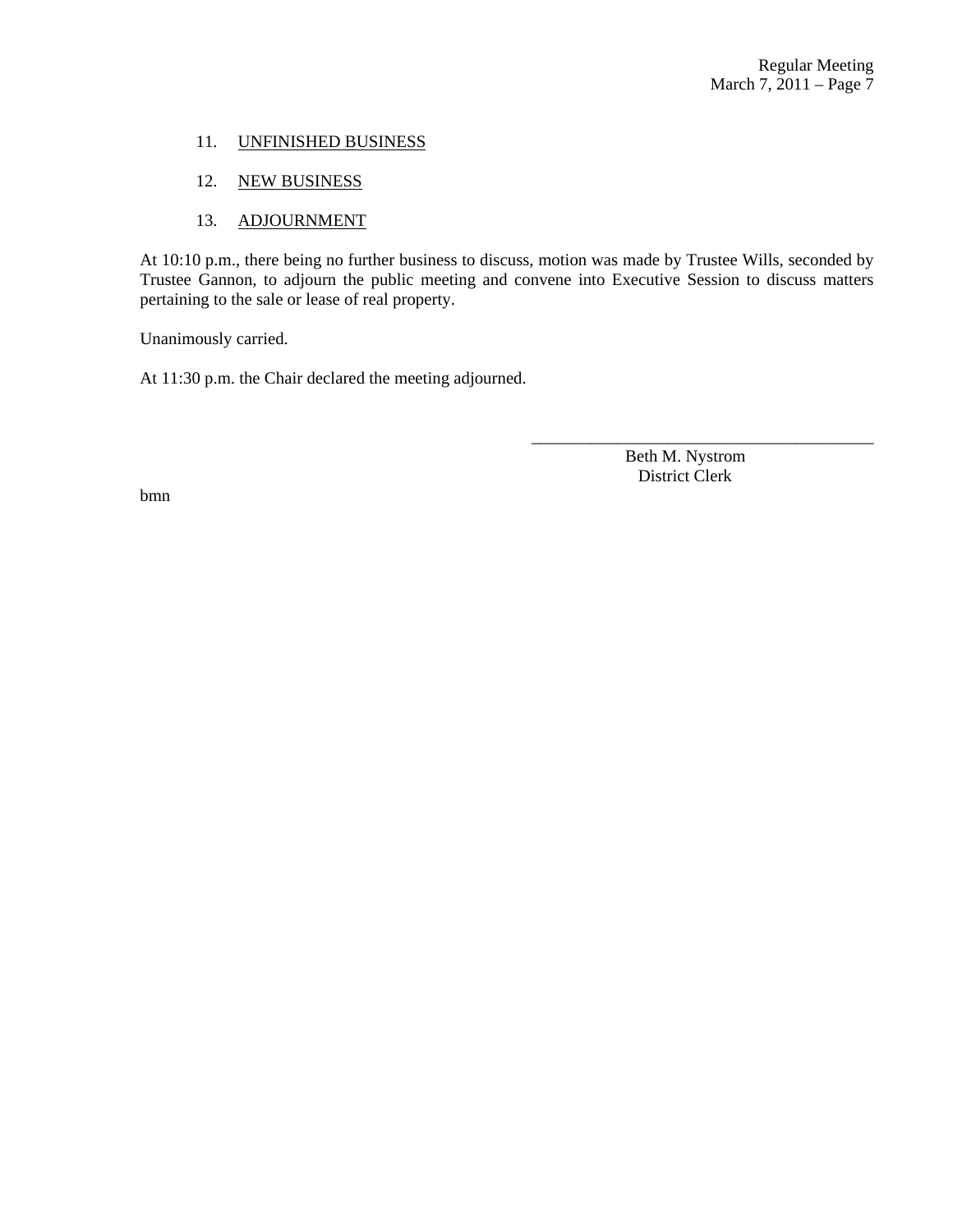11. UNFINISHED BUSINESS

12. NEW BUSINESS

13. ADJOURNMENT

At 10:10 p.m., there being no further business to discuss, motion was made by Trustee Wills, seconded by Trustee Gannon, to adjourn the public meeting and convene into Executive Session to discuss matters pertaining to the sale or lease of real property.

Unanimously carried.

At 11:30 p.m. the Chair declared the meeting adjourned.

\_\_\_\_\_\_\_\_\_\_\_\_\_\_\_\_\_\_\_\_\_\_\_\_\_\_\_\_\_\_\_\_\_\_\_\_\_\_\_\_

Beth M. Nystrom
District Clerk

bmn